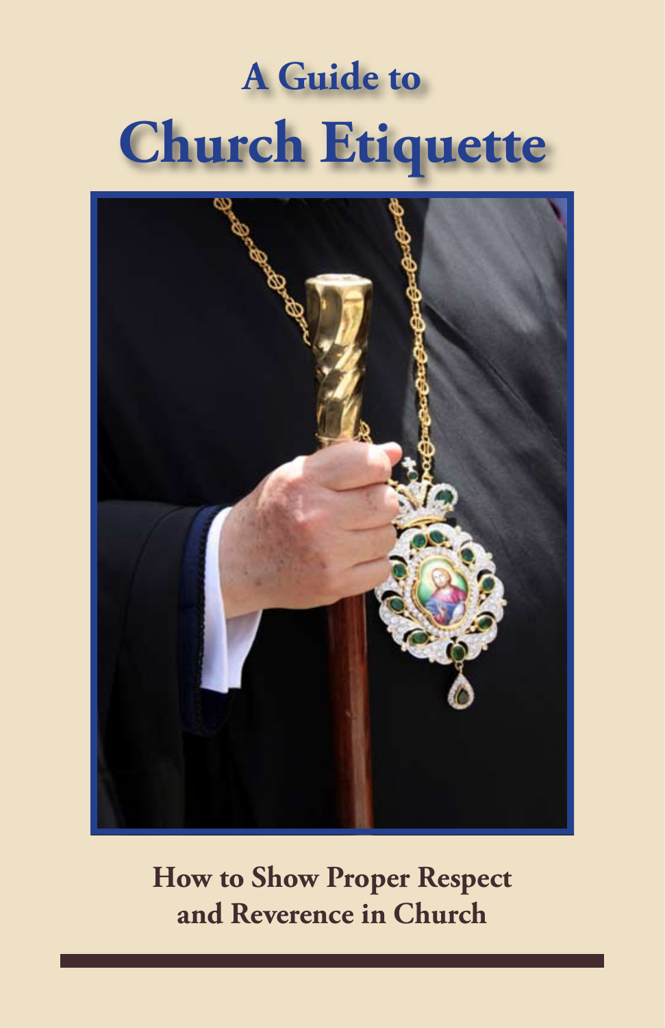# A Guide to Church Etiquette

**How to Show Proper Respect and Reverence in Church**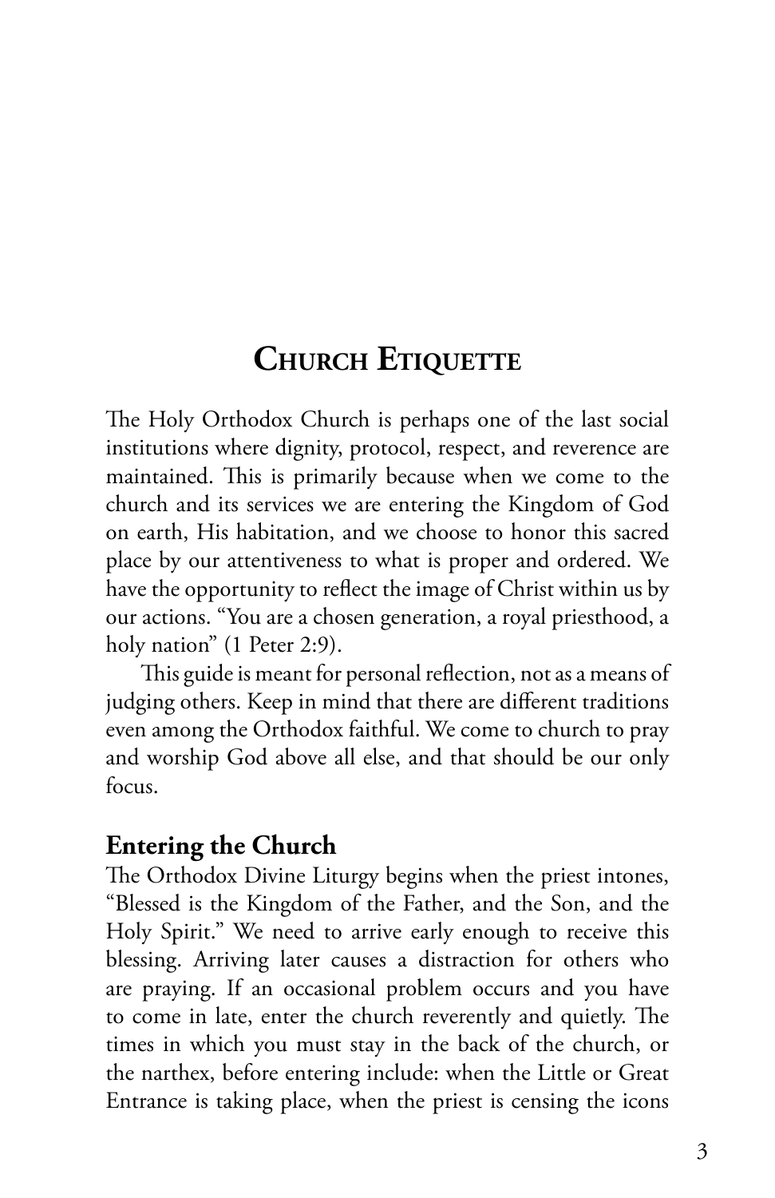# Church Etiquette

The Holy Orthodox Church is perhaps one of the last social institutions where dignity, protocol, respect, and reverence are maintained. This is primarily because when we come to the church and its services we are entering the Kingdom of God on earth, His habitation, and we choose to honor this sacred place by our attentiveness to what is proper and ordered. We have the opportunity to reflect the image of Christ within us by our actions. "You are a chosen generation, a royal priesthood, a holy nation" (1 Peter 2:9).

This guide is meant for personal reflection, not as a means of judging others. Keep in mind that there are different traditions even among the Orthodox faithful. We come to church to pray and worship God above all else, and that should be our only focus.

## Entering the Church

The Orthodox Divine Liturgy begins when the priest intones, "Blessed is the Kingdom of the Father, and the Son, and the Holy Spirit." We need to arrive early enough to receive this blessing. Arriving later causes a distraction for others who are praying. If an occasional problem occurs and you have to come in late, enter the church reverently and quietly. The times in which you must stay in the back of the church, or the narthex, before entering include: when the Little or Great Entrance is taking place, when the priest is censing the icons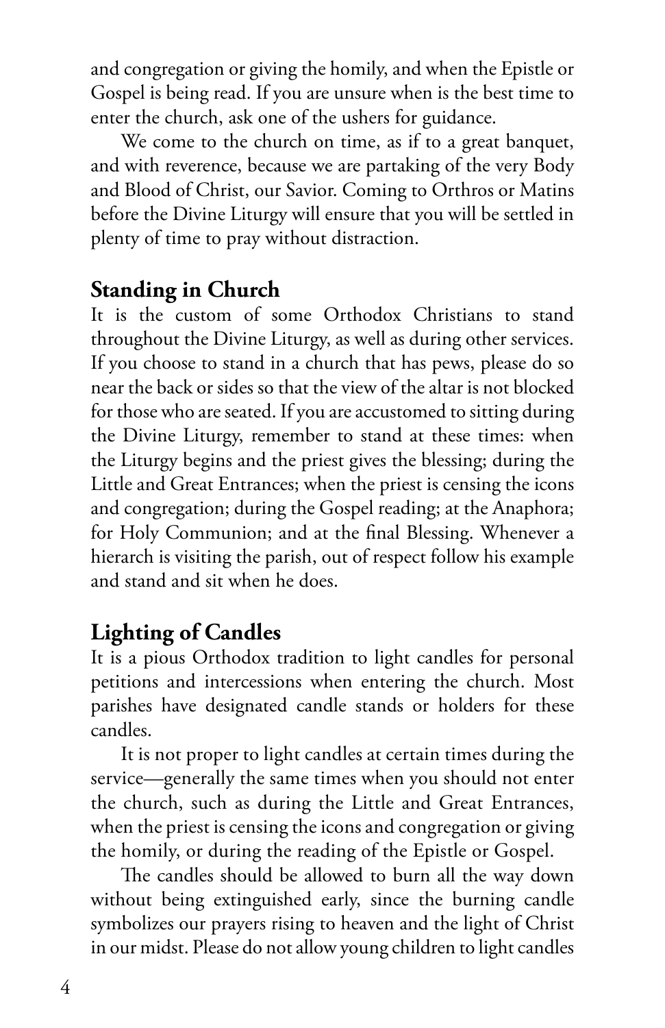and congregation or giving the homily, and when the Epistle or Gospel is being read. If you are unsure when is the best time to enter the church, ask one of the ushers for guidance.

We come to the church on time, as if to a great banquet, and with reverence, because we are partaking of the very Body and Blood of Christ, our Savior. Coming to Orthros or Matins before the Divine Liturgy will ensure that you will be settled in plenty of time to pray without distraction.

## Standing in Church

It is the custom of some Orthodox Christians to stand throughout the Divine Liturgy, as well as during other services. If you choose to stand in a church that has pews, please do so near the back or sides so that the view of the altar is not blocked for those who are seated. If you are accustomed to sitting during the Divine Liturgy, remember to stand at these times: when the Liturgy begins and the priest gives the blessing; during the Little and Great Entrances; when the priest is censing the icons and congregation; during the Gospel reading; at the Anaphora; for Holy Communion; and at the final Blessing. Whenever a hierarch is visiting the parish, out of respect follow his example and stand and sit when he does.

## Lighting of Candles

It is a pious Orthodox tradition to light candles for personal petitions and intercessions when entering the church. Most parishes have designated candle stands or holders for these candles.

It is not proper to light candles at certain times during the service—generally the same times when you should not enter the church, such as during the Little and Great Entrances, when the priest is censing the icons and congregation or giving the homily, or during the reading of the Epistle or Gospel.

The candles should be allowed to burn all the way down without being extinguished early, since the burning candle symbolizes our prayers rising to heaven and the light of Christ in our midst. Please do not allow young children to light candles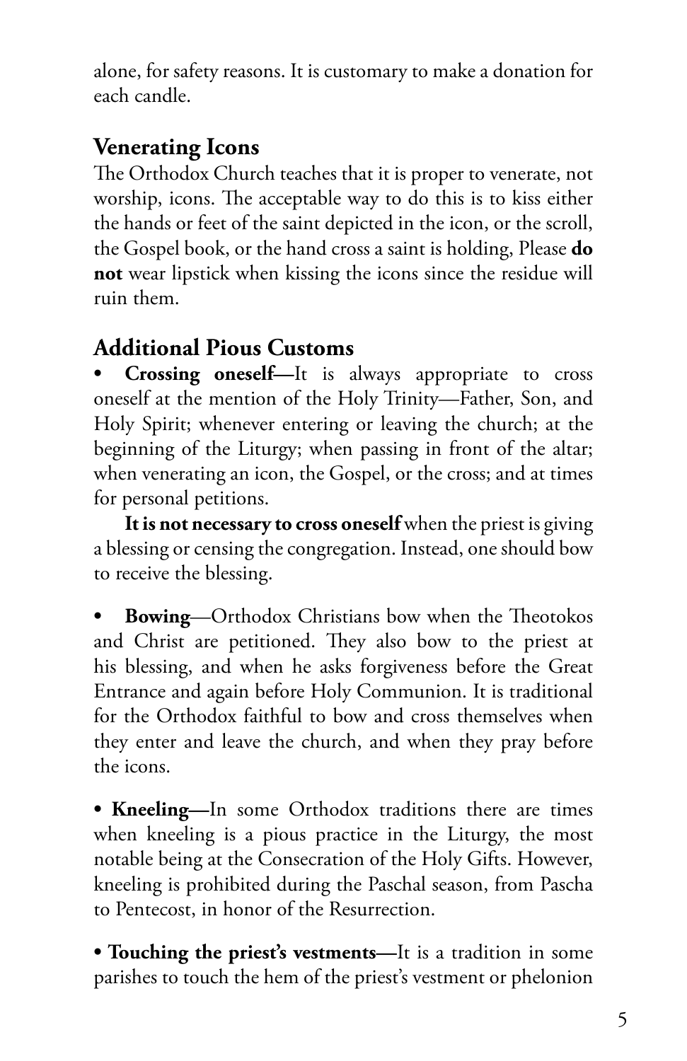alone, for safety reasons. It is customary to make a donation for each candle.

## Venerating Icons

The Orthodox Church teaches that it is proper to venerate, not worship, icons. The acceptable way to do this is to kiss either the hands or feet of the saint depicted in the icon, or the scroll, the Gospel book, or the hand cross a saint is holding, Please **do not** wear lipstick when kissing the icons since the residue will ruin them.

## Additional Pious Customs

- **Crossing oneself—**It is always appropriate to cross oneself at the mention of the Holy Trinity—Father, Son, and Holy Spirit; whenever entering or leaving the church; at the beginning of the Liturgy; when passing in front of the altar; when venerating an icon, the Gospel, or the cross; and at times for personal petitions.

  **It is not necessary to cross oneself** when the priest is giving a blessing or censing the congregation. Instead, one should bow to receive the blessing.

- **Bowing**—Orthodox Christians bow when the Theotokos and Christ are petitioned. They also bow to the priest at his blessing, and when he asks forgiveness before the Great Entrance and again before Holy Communion. It is traditional for the Orthodox faithful to bow and cross themselves when they enter and leave the church, and when they pray before the icons.

- **Kneeling—**In some Orthodox traditions there are times when kneeling is a pious practice in the Liturgy, the most notable being at the Consecration of the Holy Gifts. However, kneeling is prohibited during the Paschal season, from Pascha to Pentecost, in honor of the Resurrection.

- **Touching the priest's vestments—**It is a tradition in some parishes to touch the hem of the priest's vestment or phelonion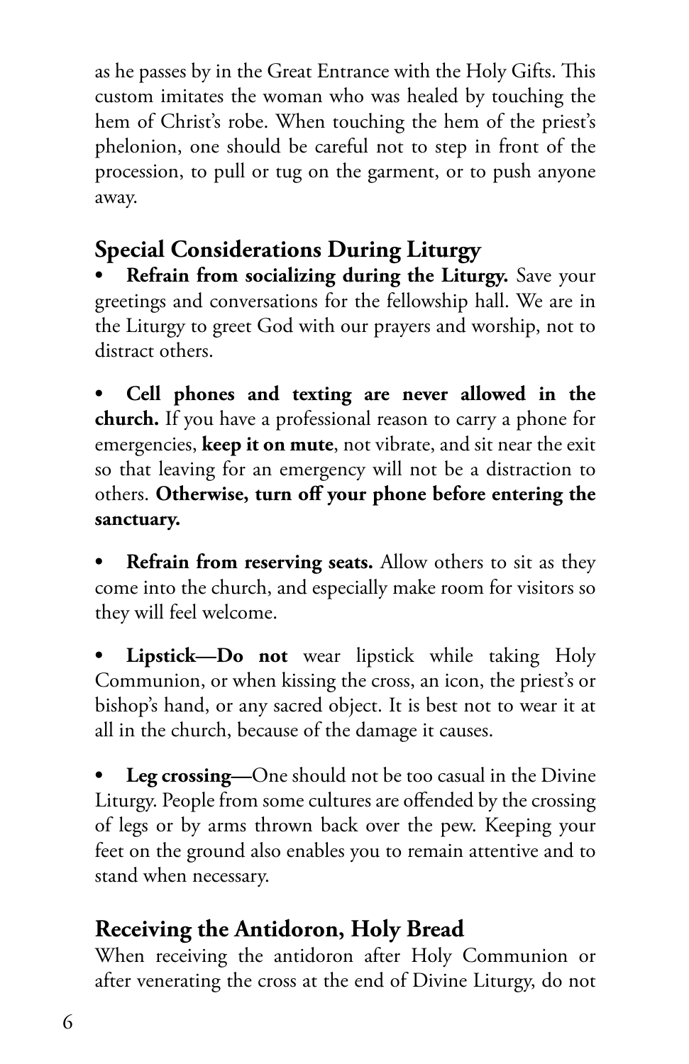as he passes by in the Great Entrance with the Holy Gifts. This custom imitates the woman who was healed by touching the hem of Christ's robe. When touching the hem of the priest's phelonion, one should be careful not to step in front of the procession, to pull or tug on the garment, or to push anyone away.

## Special Considerations During Liturgy

- **Refrain from socializing during the Liturgy.** Save your greetings and conversations for the fellowship hall. We are in the Liturgy to greet God with our prayers and worship, not to distract others.

- **Cell phones and texting are never allowed in the church.** If you have a professional reason to carry a phone for emergencies, **keep it on mute**, not vibrate, and sit near the exit so that leaving for an emergency will not be a distraction to others. **Otherwise, turn off your phone before entering the sanctuary.**

- **Refrain from reserving seats.** Allow others to sit as they come into the church, and especially make room for visitors so they will feel welcome.

- **Lipstick—Do not** wear lipstick while taking Holy Communion, or when kissing the cross, an icon, the priest's or bishop's hand, or any sacred object. It is best not to wear it at all in the church, because of the damage it causes.

- **Leg crossing—**One should not be too casual in the Divine Liturgy. People from some cultures are offended by the crossing of legs or by arms thrown back over the pew. Keeping your feet on the ground also enables you to remain attentive and to stand when necessary.

## Receiving the Antidoron, Holy Bread

When receiving the antidoron after Holy Communion or after venerating the cross at the end of Divine Liturgy, do not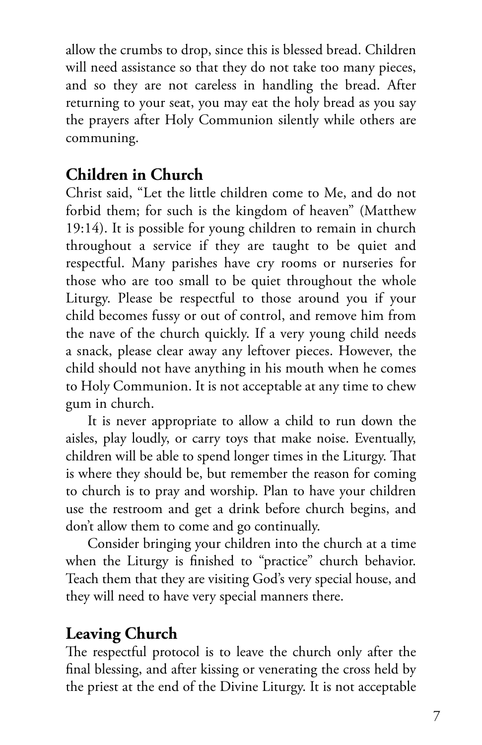allow the crumbs to drop, since this is blessed bread. Children will need assistance so that they do not take too many pieces, and so they are not careless in handling the bread. After returning to your seat, you may eat the holy bread as you say the prayers after Holy Communion silently while others are communing.

## Children in Church

Christ said, "Let the little children come to Me, and do not forbid them; for such is the kingdom of heaven" (Matthew 19:14). It is possible for young children to remain in church throughout a service if they are taught to be quiet and respectful. Many parishes have cry rooms or nurseries for those who are too small to be quiet throughout the whole Liturgy. Please be respectful to those around you if your child becomes fussy or out of control, and remove him from the nave of the church quickly. If a very young child needs a snack, please clear away any leftover pieces. However, the child should not have anything in his mouth when he comes to Holy Communion. It is not acceptable at any time to chew gum in church.

It is never appropriate to allow a child to run down the aisles, play loudly, or carry toys that make noise. Eventually, children will be able to spend longer times in the Liturgy. That is where they should be, but remember the reason for coming to church is to pray and worship. Plan to have your children use the restroom and get a drink before church begins, and don't allow them to come and go continually.

Consider bringing your children into the church at a time when the Liturgy is finished to "practice" church behavior. Teach them that they are visiting God's very special house, and they will need to have very special manners there.

## Leaving Church

The respectful protocol is to leave the church only after the final blessing, and after kissing or venerating the cross held by the priest at the end of the Divine Liturgy. It is not acceptable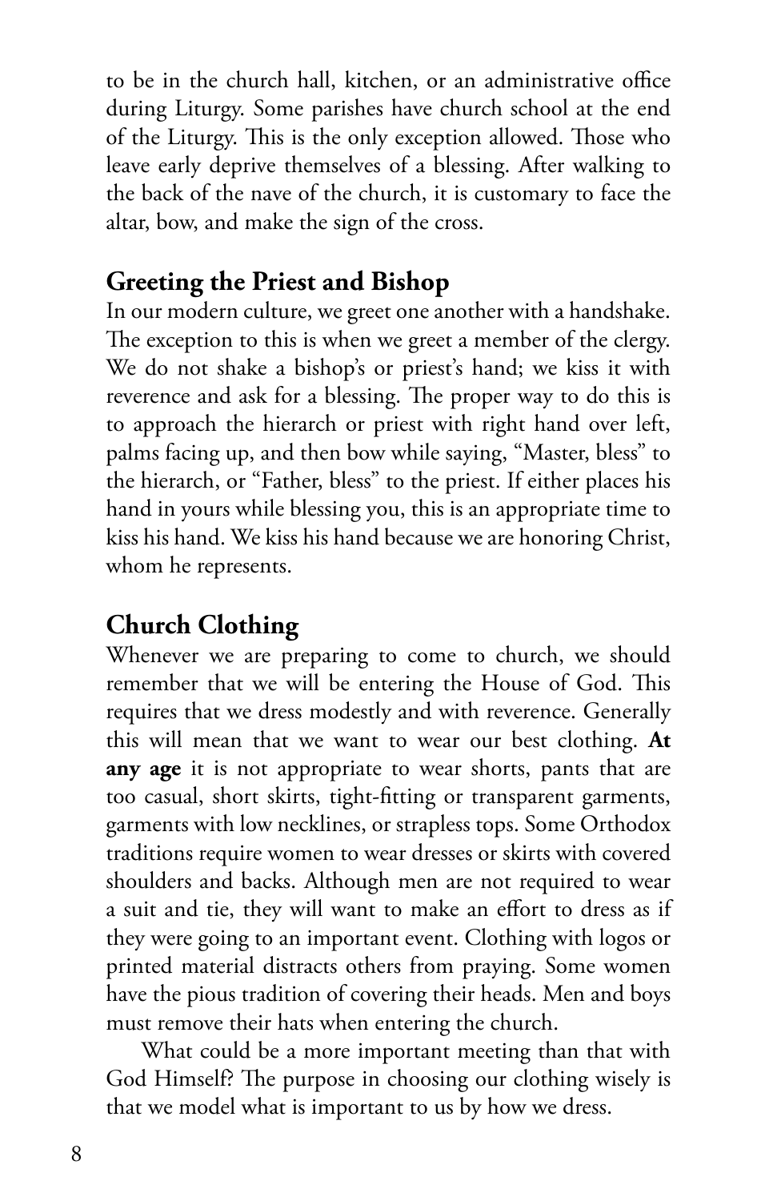to be in the church hall, kitchen, or an administrative office during Liturgy. Some parishes have church school at the end of the Liturgy. This is the only exception allowed. Those who leave early deprive themselves of a blessing. After walking to the back of the nave of the church, it is customary to face the altar, bow, and make the sign of the cross.

## Greeting the Priest and Bishop

In our modern culture, we greet one another with a handshake. The exception to this is when we greet a member of the clergy. We do not shake a bishop's or priest's hand; we kiss it with reverence and ask for a blessing. The proper way to do this is to approach the hierarch or priest with right hand over left, palms facing up, and then bow while saying, "Master, bless" to the hierarch, or "Father, bless" to the priest. If either places his hand in yours while blessing you, this is an appropriate time to kiss his hand. We kiss his hand because we are honoring Christ, whom he represents.

## Church Clothing

Whenever we are preparing to come to church, we should remember that we will be entering the House of God. This requires that we dress modestly and with reverence. Generally this will mean that we want to wear our best clothing. **At any age** it is not appropriate to wear shorts, pants that are too casual, short skirts, tight-fitting or transparent garments, garments with low necklines, or strapless tops. Some Orthodox traditions require women to wear dresses or skirts with covered shoulders and backs. Although men are not required to wear a suit and tie, they will want to make an effort to dress as if they were going to an important event. Clothing with logos or printed material distracts others from praying. Some women have the pious tradition of covering their heads. Men and boys must remove their hats when entering the church.

What could be a more important meeting than that with God Himself? The purpose in choosing our clothing wisely is that we model what is important to us by how we dress.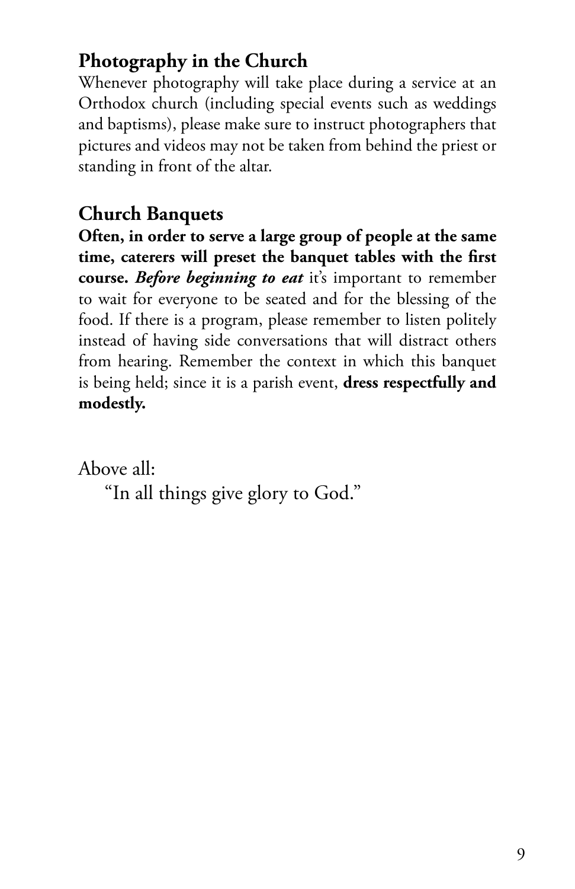## Photography in the Church

Whenever photography will take place during a service at an Orthodox church (including special events such as weddings and baptisms), please make sure to instruct photographers that pictures and videos may not be taken from behind the priest or standing in front of the altar.

## Church Banquets

**Often, in order to serve a large group of people at the same time, caterers will preset the banquet tables with the first course.** ***Before beginning to eat*** it's important to remember to wait for everyone to be seated and for the blessing of the food. If there is a program, please remember to listen politely instead of having side conversations that will distract others from hearing. Remember the context in which this banquet is being held; since it is a parish event, **dress respectfully and modestly.**

Above all:

"In all things give glory to God."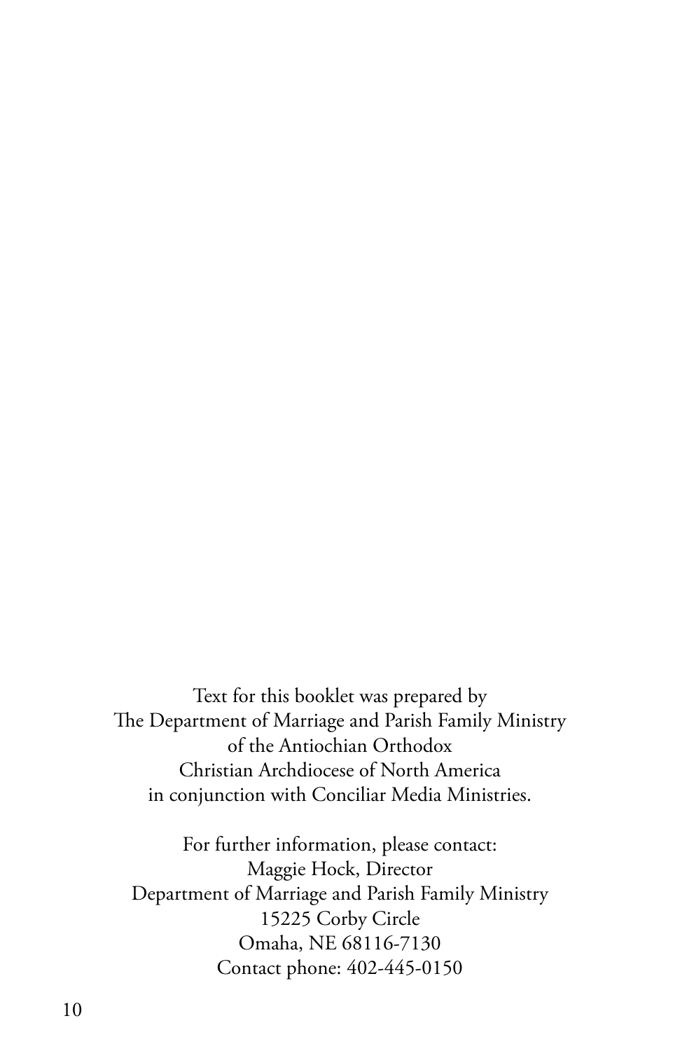Text for this booklet was prepared by
The Department of Marriage and Parish Family Ministry
of the Antiochian Orthodox
Christian Archdiocese of North America
in conjunction with Conciliar Media Ministries.

For further information, please contact:
Maggie Hock, Director
Department of Marriage and Parish Family Ministry
15225 Corby Circle
Omaha, NE 68116-7130
Contact phone: 402-445-0150